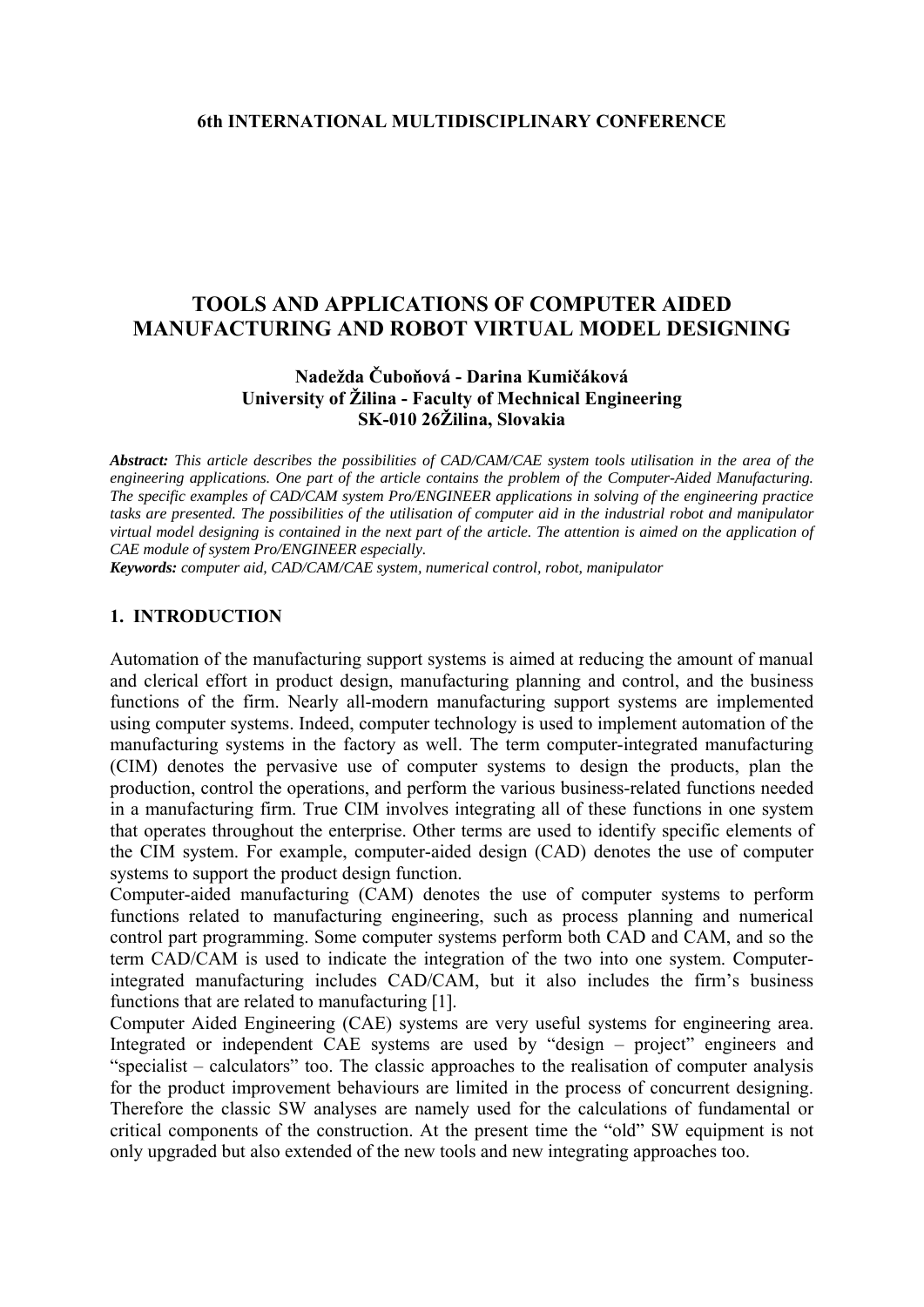# TOOLS AND APPLICATIONS OF COMPUTER AIDED MANUFACTURING AND ROBOT VIRTUAL MODEL DESIGNING

**Nadežda Čuboňová - Darina Kumičáková**
**University of Žilina - Faculty of Mechnical Engineering**
**SK-010 26Žilina, Slovakia**

***Abstract:*** *This article describes the possibilities of CAD/CAM/CAE system tools utilisation in the area of the engineering applications. One part of the article contains the problem of the Computer-Aided Manufacturing. The specific examples of CAD/CAM system Pro/ENGINEER applications in solving of the engineering practice tasks are presented. The possibilities of the utilisation of computer aid in the industrial robot and manipulator virtual model designing is contained in the next part of the article. The attention is aimed on the application of CAE module of system Pro/ENGINEER especially.*

***Keywords:*** *computer aid, CAD/CAM/CAE system, numerical control, robot, manipulator*

## 1. INTRODUCTION

Automation of the manufacturing support systems is aimed at reducing the amount of manual and clerical effort in product design, manufacturing planning and control, and the business functions of the firm. Nearly all-modern manufacturing support systems are implemented using computer systems. Indeed, computer technology is used to implement automation of the manufacturing systems in the factory as well. The term computer-integrated manufacturing (CIM) denotes the pervasive use of computer systems to design the products, plan the production, control the operations, and perform the various business-related functions needed in a manufacturing firm. True CIM involves integrating all of these functions in one system that operates throughout the enterprise. Other terms are used to identify specific elements of the CIM system. For example, computer-aided design (CAD) denotes the use of computer systems to support the product design function.

Computer-aided manufacturing (CAM) denotes the use of computer systems to perform functions related to manufacturing engineering, such as process planning and numerical control part programming. Some computer systems perform both CAD and CAM, and so the term CAD/CAM is used to indicate the integration of the two into one system. Computer-integrated manufacturing includes CAD/CAM, but it also includes the firm's business functions that are related to manufacturing [1].

Computer Aided Engineering (CAE) systems are very useful systems for engineering area. Integrated or independent CAE systems are used by "design – project" engineers and "specialist – calculators" too. The classic approaches to the realisation of computer analysis for the product improvement behaviours are limited in the process of concurrent designing. Therefore the classic SW analyses are namely used for the calculations of fundamental or critical components of the construction. At the present time the "old" SW equipment is not only upgraded but also extended of the new tools and new integrating approaches too.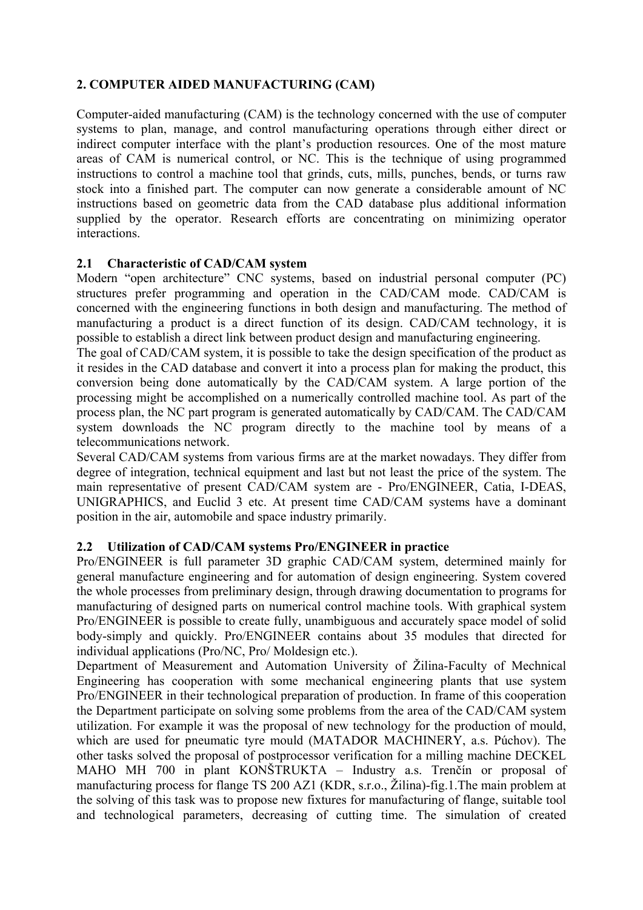## 2. COMPUTER AIDED MANUFACTURING (CAM)

Computer-aided manufacturing (CAM) is the technology concerned with the use of computer systems to plan, manage, and control manufacturing operations through either direct or indirect computer interface with the plant's production resources. One of the most mature areas of CAM is numerical control, or NC. This is the technique of using programmed instructions to control a machine tool that grinds, cuts, mills, punches, bends, or turns raw stock into a finished part. The computer can now generate a considerable amount of NC instructions based on geometric data from the CAD database plus additional information supplied by the operator. Research efforts are concentrating on minimizing operator interactions.

### 2.1 Characteristic of CAD/CAM system

Modern "open architecture" CNC systems, based on industrial personal computer (PC) structures prefer programming and operation in the CAD/CAM mode. CAD/CAM is concerned with the engineering functions in both design and manufacturing. The method of manufacturing a product is a direct function of its design. CAD/CAM technology, it is possible to establish a direct link between product design and manufacturing engineering.

The goal of CAD/CAM system, it is possible to take the design specification of the product as it resides in the CAD database and convert it into a process plan for making the product, this conversion being done automatically by the CAD/CAM system. A large portion of the processing might be accomplished on a numerically controlled machine tool. As part of the process plan, the NC part program is generated automatically by CAD/CAM. The CAD/CAM system downloads the NC program directly to the machine tool by means of a telecommunications network.

Several CAD/CAM systems from various firms are at the market nowadays. They differ from degree of integration, technical equipment and last but not least the price of the system. The main representative of present CAD/CAM system are - Pro/ENGINEER, Catia, I-DEAS, UNIGRAPHICS, and Euclid 3 etc. At present time CAD/CAM systems have a dominant position in the air, automobile and space industry primarily.

### 2.2 Utilization of CAD/CAM systems Pro/ENGINEER in practice

Pro/ENGINEER is full parameter 3D graphic CAD/CAM system, determined mainly for general manufacture engineering and for automation of design engineering. System covered the whole processes from preliminary design, through drawing documentation to programs for manufacturing of designed parts on numerical control machine tools. With graphical system Pro/ENGINEER is possible to create fully, unambiguous and accurately space model of solid body-simply and quickly. Pro/ENGINEER contains about 35 modules that directed for individual applications (Pro/NC, Pro/ Moldesign etc.).

Department of Measurement and Automation University of Žilina-Faculty of Mechnical Engineering has cooperation with some mechanical engineering plants that use system Pro/ENGINEER in their technological preparation of production. In frame of this cooperation the Department participate on solving some problems from the area of the CAD/CAM system utilization. For example it was the proposal of new technology for the production of mould, which are used for pneumatic tyre mould (MATADOR MACHINERY, a.s. Púchov). The other tasks solved the proposal of postprocessor verification for a milling machine DECKEL MAHO MH 700 in plant KONŠTRUKTA – Industry a.s. Trenčín or proposal of manufacturing process for flange TS 200 AZ1 (KDR, s.r.o., Žilina)-fig.1.The main problem at the solving of this task was to propose new fixtures for manufacturing of flange, suitable tool and technological parameters, decreasing of cutting time. The simulation of created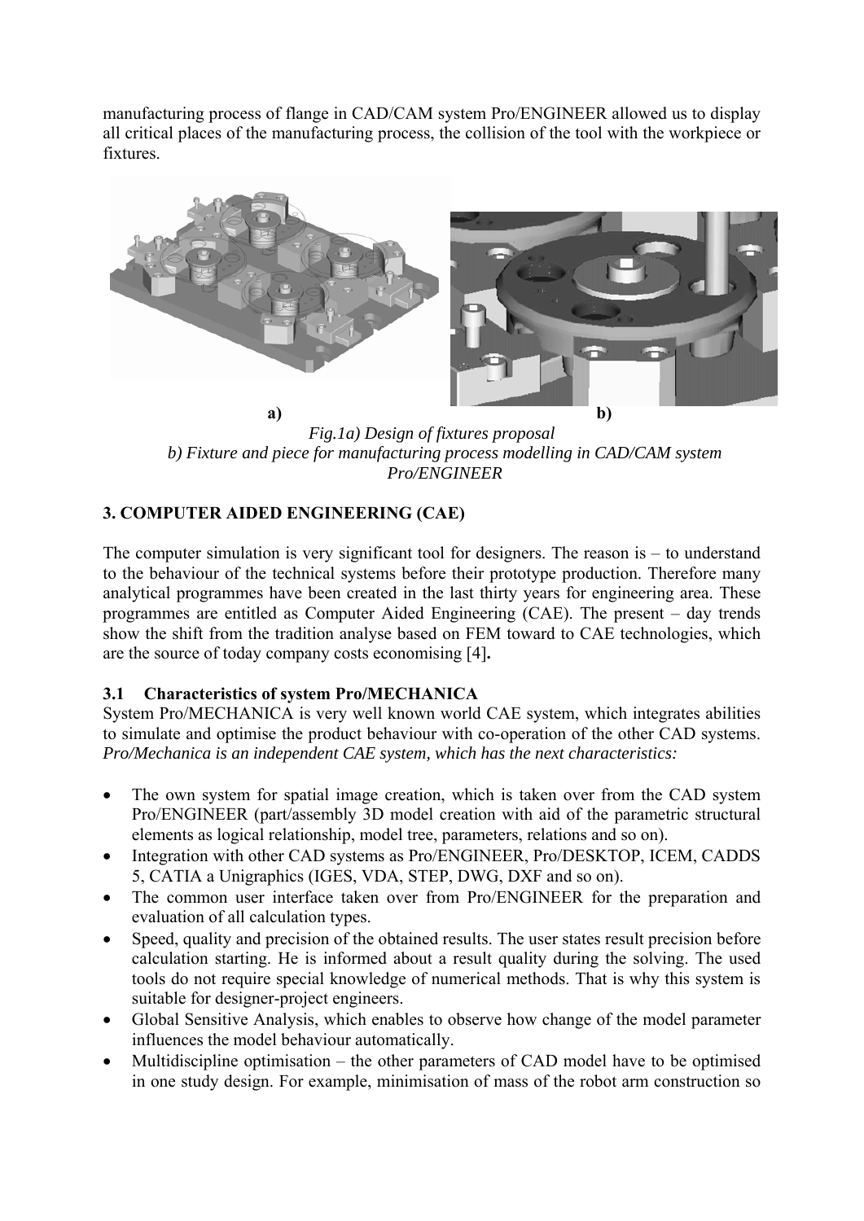manufacturing process of flange in CAD/CAM system Pro/ENGINEER allowed us to display all critical places of the manufacturing process, the collision of the tool with the workpiece or fixtures.

a) b)

*Fig.1a) Design of fixtures proposal*
*b) Fixture and piece for manufacturing process modelling in CAD/CAM system Pro/ENGINEER*

## 3. COMPUTER AIDED ENGINEERING (CAE)

The computer simulation is very significant tool for designers. The reason is – to understand to the behaviour of the technical systems before their prototype production. Therefore many analytical programmes have been created in the last thirty years for engineering area. These programmes are entitled as Computer Aided Engineering (CAE). The present – day trends show the shift from the tradition analyse based on FEM toward to CAE technologies, which are the source of today company costs economising [4]**.**

### 3.1 Characteristics of system Pro/MECHANICA

System Pro/MECHANICA is very well known world CAE system, which integrates abilities to simulate and optimise the product behaviour with co-operation of the other CAD systems. *Pro/Mechanica is an independent CAE system, which has the next characteristics:*

- The own system for spatial image creation, which is taken over from the CAD system Pro/ENGINEER (part/assembly 3D model creation with aid of the parametric structural elements as logical relationship, model tree, parameters, relations and so on).
- Integration with other CAD systems as Pro/ENGINEER, Pro/DESKTOP, ICEM, CADDS 5, CATIA a Unigraphics (IGES, VDA, STEP, DWG, DXF and so on).
- The common user interface taken over from Pro/ENGINEER for the preparation and evaluation of all calculation types.
- Speed, quality and precision of the obtained results. The user states result precision before calculation starting. He is informed about a result quality during the solving. The used tools do not require special knowledge of numerical methods. That is why this system is suitable for designer-project engineers.
- Global Sensitive Analysis, which enables to observe how change of the model parameter influences the model behaviour automatically.
- Multidiscipline optimisation – the other parameters of CAD model have to be optimised in one study design. For example, minimisation of mass of the robot arm construction so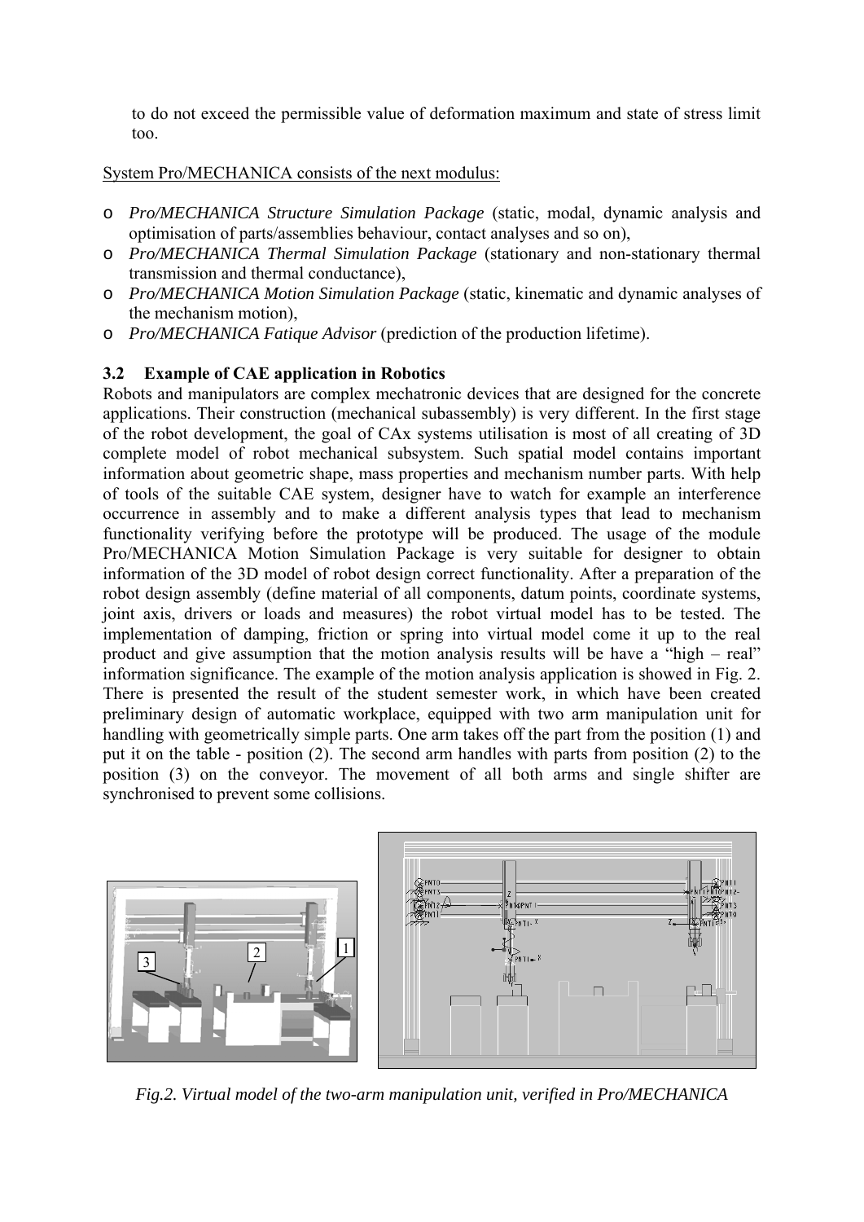to do not exceed the permissible value of deformation maximum and state of stress limit too.

System Pro/MECHANICA consists of the next modulus:

- *Pro/MECHANICA Structure Simulation Package* (static, modal, dynamic analysis and optimisation of parts/assemblies behaviour, contact analyses and so on),
- *Pro/MECHANICA Thermal Simulation Package* (stationary and non-stationary thermal transmission and thermal conductance),
- *Pro/MECHANICA Motion Simulation Package* (static, kinematic and dynamic analyses of the mechanism motion),
- *Pro/MECHANICA Fatique Advisor* (prediction of the production lifetime).

### 3.2 Example of CAE application in Robotics

Robots and manipulators are complex mechatronic devices that are designed for the concrete applications. Their construction (mechanical subassembly) is very different. In the first stage of the robot development, the goal of CAx systems utilisation is most of all creating of 3D complete model of robot mechanical subsystem. Such spatial model contains important information about geometric shape, mass properties and mechanism number parts. With help of tools of the suitable CAE system, designer have to watch for example an interference occurrence in assembly and to make a different analysis types that lead to mechanism functionality verifying before the prototype will be produced. The usage of the module Pro/MECHANICA Motion Simulation Package is very suitable for designer to obtain information of the 3D model of robot design correct functionality. After a preparation of the robot design assembly (define material of all components, datum points, coordinate systems, joint axis, drivers or loads and measures) the robot virtual model has to be tested. The implementation of damping, friction or spring into virtual model come it up to the real product and give assumption that the motion analysis results will be have a "high – real" information significance. The example of the motion analysis application is showed in Fig. 2. There is presented the result of the student semester work, in which have been created preliminary design of automatic workplace, equipped with two arm manipulation unit for handling with geometrically simple parts. One arm takes off the part from the position (1) and put it on the table - position (2). The second arm handles with parts from position (2) to the position (3) on the conveyor. The movement of all both arms and single shifter are synchronised to prevent some collisions.

*Fig.2. Virtual model of the two-arm manipulation unit, verified in Pro/MECHANICA*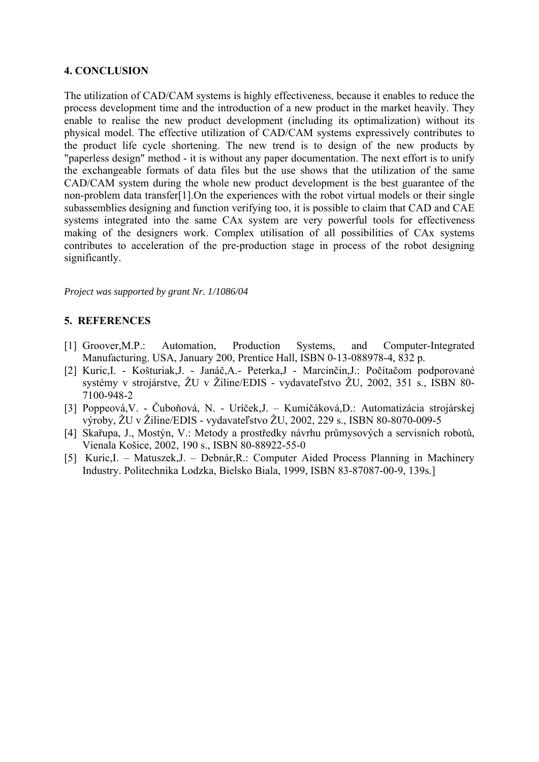## 4. CONCLUSION

The utilization of CAD/CAM systems is highly effectiveness, because it enables to reduce the process development time and the introduction of a new product in the market heavily. They enable to realise the new product development (including its optimalization) without its physical model. The effective utilization of CAD/CAM systems expressively contributes to the product life cycle shortening. The new trend is to design of the new products by "paperless design" method - it is without any paper documentation. The next effort is to unify the exchangeable formats of data files but the use shows that the utilization of the same CAD/CAM system during the whole new product development is the best guarantee of the non-problem data transfer[1].On the experiences with the robot virtual models or their single subassemblies designing and function verifying too, it is possible to claim that CAD and CAE systems integrated into the same CAx system are very powerful tools for effectiveness making of the designers work. Complex utilisation of all possibilities of CAx systems contributes to acceleration of the pre-production stage in process of the robot designing significantly.

*Project was supported by grant Nr. 1/1086/04*

## 5. REFERENCES

[1] Groover,M.P.: Automation, Production Systems, and Computer-Integrated Manufacturing. USA, January 200, Prentice Hall, ISBN 0-13-088978-4, 832 p.

[2] Kuric,I. - Košturiak,J. - Janáč,A.- Peterka,J - Marcinčin,J.: Počítačom podporované systémy v strojárstve, ŽU v Žiline/EDIS - vydavateľstvo ŽU, 2002, 351 s., ISBN 80-7100-948-2

[3] Poppeová,V. - Čuboňová, N. - Uríček,J. – Kumičáková,D.: Automatizácia strojárskej výroby, ŽU v Žiline/EDIS - vydavateľstvo ŽU, 2002, 229 s., ISBN 80-8070-009-5

[4] Skařupa, J., Mostýn, V.: Metody a prostředky návrhu průmysových a servisních robotů, Vienala Košice, 2002, 190 s., ISBN 80-88922-55-0

[5] Kuric,I. – Matuszek,J. – Debnár,R.: Computer Aided Process Planning in Machinery Industry. Politechnika Lodzka, Bielsko Biala, 1999, ISBN 83-87087-00-9, 139s.]